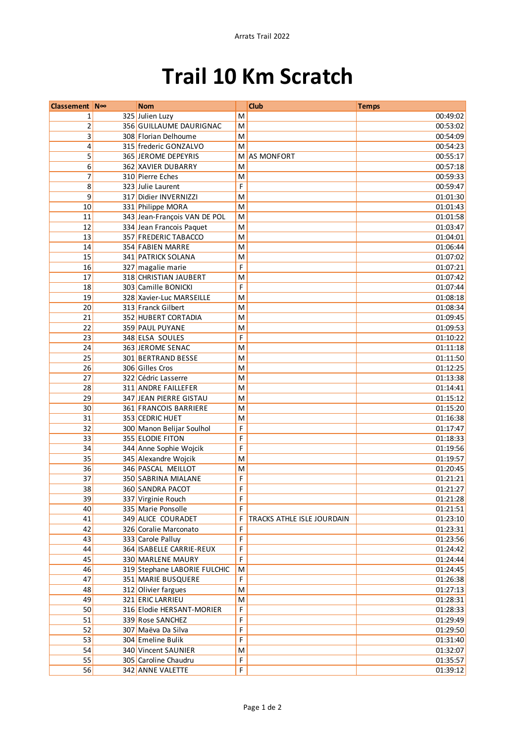# Trail 10 Km Scratch

| Classement | N° | Nom | | Club | Temps |
|---|---|---|---|---|---|
| 1 | 325 | Julien Luzy | M | | 00:49:02 |
| 2 | 356 | GUILLAUME DAURIGNAC | M | | 00:53:02 |
| 3 | 308 | Florian Delhoume | M | | 00:54:09 |
| 4 | 315 | frederic GONZALVO | M | | 00:54:23 |
| 5 | 365 | JEROME DEPEYRIS | M | AS MONFORT | 00:55:17 |
| 6 | 362 | XAVIER DUBARRY | M | | 00:57:18 |
| 7 | 310 | Pierre Eches | M | | 00:59:33 |
| 8 | 323 | Julie Laurent | F | | 00:59:47 |
| 9 | 317 | Didier INVERNIZZI | M | | 01:01:30 |
| 10 | 331 | Philippe MORA | M | | 01:01:43 |
| 11 | 343 | Jean-François VAN DE POL | M | | 01:01:58 |
| 12 | 334 | Jean Francois Paquet | M | | 01:03:47 |
| 13 | 357 | FREDERIC TABACCO | M | | 01:04:01 |
| 14 | 354 | FABIEN MARRE | M | | 01:06:44 |
| 15 | 341 | PATRICK SOLANA | M | | 01:07:02 |
| 16 | 327 | magalie marie | F | | 01:07:21 |
| 17 | 318 | CHRISTIAN JAUBERT | M | | 01:07:42 |
| 18 | 303 | Camille BONICKI | F | | 01:07:44 |
| 19 | 328 | Xavier-Luc MARSEILLE | M | | 01:08:18 |
| 20 | 313 | Franck Gilbert | M | | 01:08:34 |
| 21 | 352 | HUBERT CORTADIA | M | | 01:09:45 |
| 22 | 359 | PAUL PUYANE | M | | 01:09:53 |
| 23 | 348 | ELSA SOULES | F | | 01:10:22 |
| 24 | 363 | JEROME SENAC | M | | 01:11:18 |
| 25 | 301 | BERTRAND BESSE | M | | 01:11:50 |
| 26 | 306 | Gilles Cros | M | | 01:12:25 |
| 27 | 322 | Cédric Lasserre | M | | 01:13:38 |
| 28 | 311 | ANDRE FAILLEFER | M | | 01:14:41 |
| 29 | 347 | JEAN PIERRE GISTAU | M | | 01:15:12 |
| 30 | 361 | FRANCOIS BARRIERE | M | | 01:15:20 |
| 31 | 353 | CEDRIC HUET | M | | 01:16:38 |
| 32 | 300 | Manon Belijar Soulhol | F | | 01:17:47 |
| 33 | 355 | ELODIE FITON | F | | 01:18:33 |
| 34 | 344 | Anne Sophie Wojcik | F | | 01:19:56 |
| 35 | 345 | Alexandre Wojcik | M | | 01:19:57 |
| 36 | 346 | PASCAL MEILLOT | M | | 01:20:45 |
| 37 | 350 | SABRINA MIALANE | F | | 01:21:21 |
| 38 | 360 | SANDRA PACOT | F | | 01:21:27 |
| 39 | 337 | Virginie Rouch | F | | 01:21:28 |
| 40 | 335 | Marie Ponsolle | F | | 01:21:51 |
| 41 | 349 | ALICE COURADET | F | TRACKS ATHLE ISLE JOURDAIN | 01:23:10 |
| 42 | 326 | Coralie Marconato | F | | 01:23:31 |
| 43 | 333 | Carole Palluy | F | | 01:23:56 |
| 44 | 364 | ISABELLE CARRIE-REUX | F | | 01:24:42 |
| 45 | 330 | MARLENE MAURY | F | | 01:24:44 |
| 46 | 319 | Stephane LABORIE FULCHIC | M | | 01:24:45 |
| 47 | 351 | MARIE BUSQUERE | F | | 01:26:38 |
| 48 | 312 | Olivier fargues | M | | 01:27:13 |
| 49 | 321 | ERIC LARRIEU | M | | 01:28:31 |
| 50 | 316 | Elodie HERSANT-MORIER | F | | 01:28:33 |
| 51 | 339 | Rose SANCHEZ | F | | 01:29:49 |
| 52 | 307 | Maëva Da Silva | F | | 01:29:50 |
| 53 | 304 | Emeline Bulik | F | | 01:31:40 |
| 54 | 340 | Vincent SAUNIER | M | | 01:32:07 |
| 55 | 305 | Caroline Chaudru | F | | 01:35:57 |
| 56 | 342 | ANNE VALETTE | F | | 01:39:12 |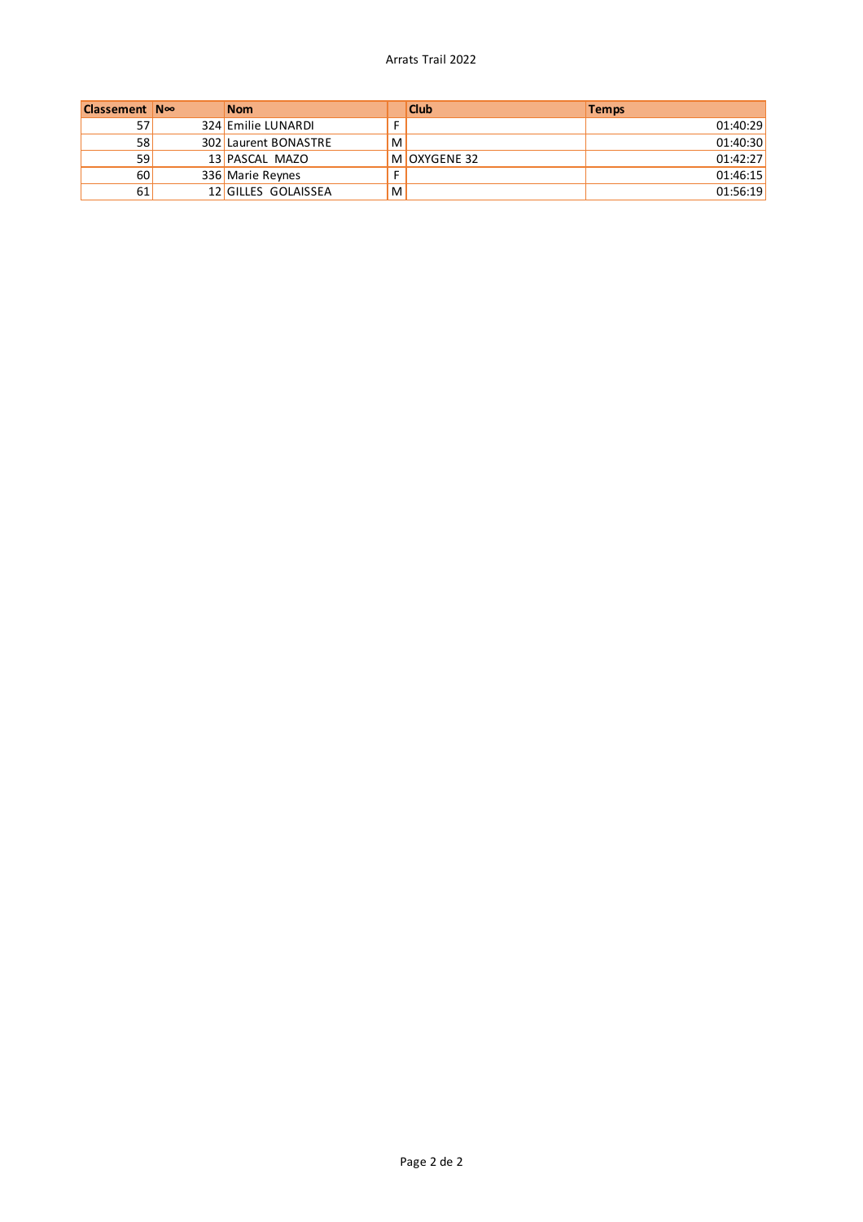| Classement | N∞ | Nom | | Club | Temps |
|---|---|---|---|---|---|
| 57 | 324 | Emilie LUNARDI | F | | 01:40:29 |
| 58 | 302 | Laurent BONASTRE | M | | 01:40:30 |
| 59 | 13 | PASCAL MAZO | M | OXYGENE 32 | 01:42:27 |
| 60 | 336 | Marie Reynes | F | | 01:46:15 |
| 61 | 12 | GILLES GOLAISSEA | M | | 01:56:19 |